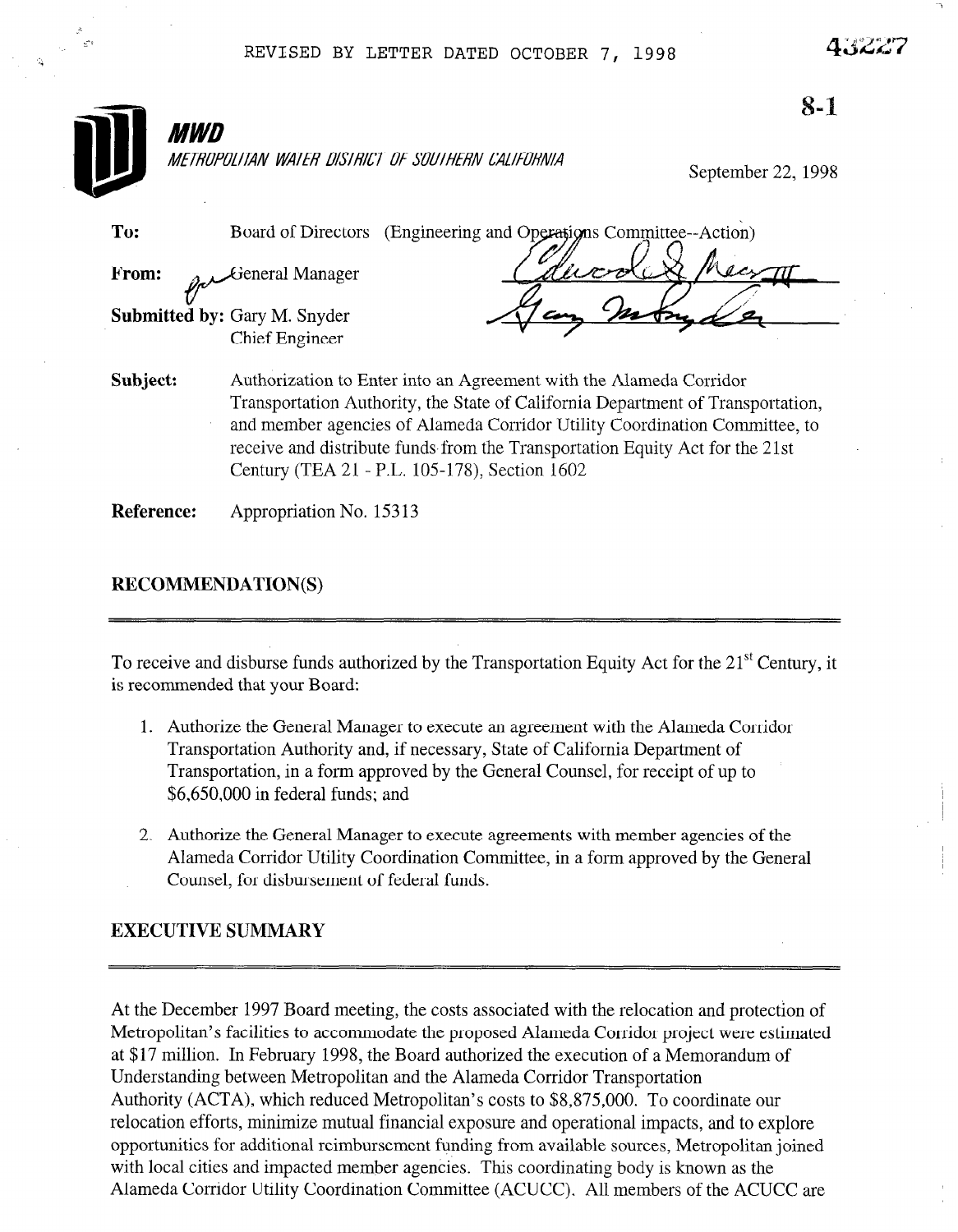REVISED BY LETTER DATED OCTOBER 7, 1998

43227

8-1

***MWD***

*METROPOLITAN WATER DISTRICT OF SOUTHERN CALIFORNIA*

September 22, 1998

**To:** Board of Directors (Engineering and Operations Committee--Action)

**From:** General Manager

**Submitted by:** Gary M. Snyder
Chief Engineer

**Subject:** Authorization to Enter into an Agreement with the Alameda Corridor Transportation Authority, the State of California Department of Transportation, and member agencies of Alameda Corridor Utility Coordination Committee, to receive and distribute funds from the Transportation Equity Act for the 21st Century (TEA 21 - P.L. 105-178), Section 1602

**Reference:** Appropriation No. 15313

## RECOMMENDATION(S)

To receive and disburse funds authorized by the Transportation Equity Act for the 21st Century, it is recommended that your Board:

1. Authorize the General Manager to execute an agreement with the Alameda Corridor Transportation Authority and, if necessary, State of California Department of Transportation, in a form approved by the General Counsel, for receipt of up to $6,650,000 in federal funds; and
2. Authorize the General Manager to execute agreements with member agencies of the Alameda Corridor Utility Coordination Committee, in a form approved by the General Counsel, for disbursement of federal funds.

## EXECUTIVE SUMMARY

At the December 1997 Board meeting, the costs associated with the relocation and protection of Metropolitan's facilities to accommodate the proposed Alameda Corridor project were estimated at $17 million. In February 1998, the Board authorized the execution of a Memorandum of Understanding between Metropolitan and the Alameda Corridor Transportation Authority (ACTA), which reduced Metropolitan's costs to $8,875,000. To coordinate our relocation efforts, minimize mutual financial exposure and operational impacts, and to explore opportunities for additional reimbursement funding from available sources, Metropolitan joined with local cities and impacted member agencies. This coordinating body is known as the Alameda Corridor Utility Coordination Committee (ACUCC). All members of the ACUCC are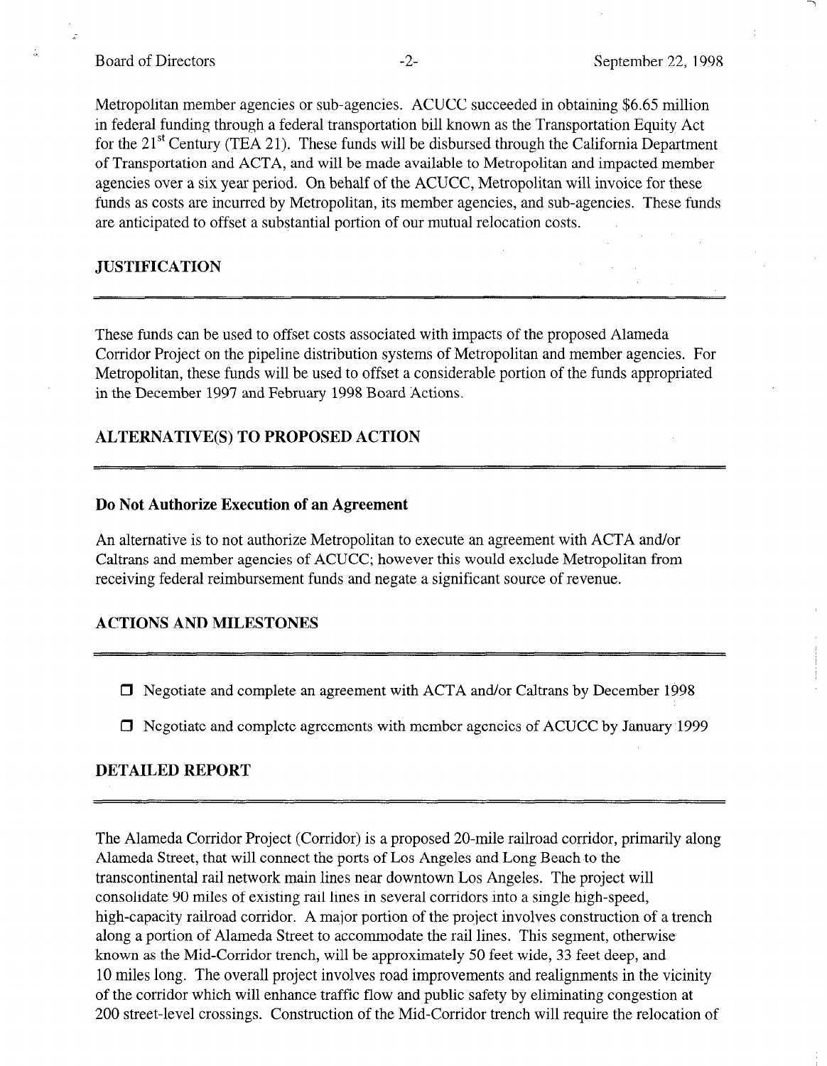Metropolitan member agencies or sub-agencies. ACUCC succeeded in obtaining $6.65 million in federal funding through a federal transportation bill known as the Transportation Equity Act for the 21st Century (TEA 21). These funds will be disbursed through the California Department of Transportation and ACTA, and will be made available to Metropolitan and impacted member agencies over a six year period. On behalf of the ACUCC, Metropolitan will invoice for these funds as costs are incurred by Metropolitan, its member agencies, and sub-agencies. These funds are anticipated to offset a substantial portion of our mutual relocation costs.

## JUSTIFICATION

These funds can be used to offset costs associated with impacts of the proposed Alameda Corridor Project on the pipeline distribution systems of Metropolitan and member agencies. For Metropolitan, these funds will be used to offset a considerable portion of the funds appropriated in the December 1997 and February 1998 Board Actions.

## ALTERNATIVE(S) TO PROPOSED ACTION

### Do Not Authorize Execution of an Agreement

An alternative is to not authorize Metropolitan to execute an agreement with ACTA and/or Caltrans and member agencies of ACUCC; however this would exclude Metropolitan from receiving federal reimbursement funds and negate a significant source of revenue.

## ACTIONS AND MILESTONES

- ☐ Negotiate and complete an agreement with ACTA and/or Caltrans by December 1998
- ☐ Negotiate and complete agreements with member agencies of ACUCC by January 1999

## DETAILED REPORT

The Alameda Corridor Project (Corridor) is a proposed 20-mile railroad corridor, primarily along Alameda Street, that will connect the ports of Los Angeles and Long Beach to the transcontinental rail network main lines near downtown Los Angeles. The project will consolidate 90 miles of existing rail lines in several corridors into a single high-speed, high-capacity railroad corridor. A major portion of the project involves construction of a trench along a portion of Alameda Street to accommodate the rail lines. This segment, otherwise known as the Mid-Corridor trench, will be approximately 50 feet wide, 33 feet deep, and 10 miles long. The overall project involves road improvements and realignments in the vicinity of the corridor which will enhance traffic flow and public safety by eliminating congestion at 200 street-level crossings. Construction of the Mid-Corridor trench will require the relocation of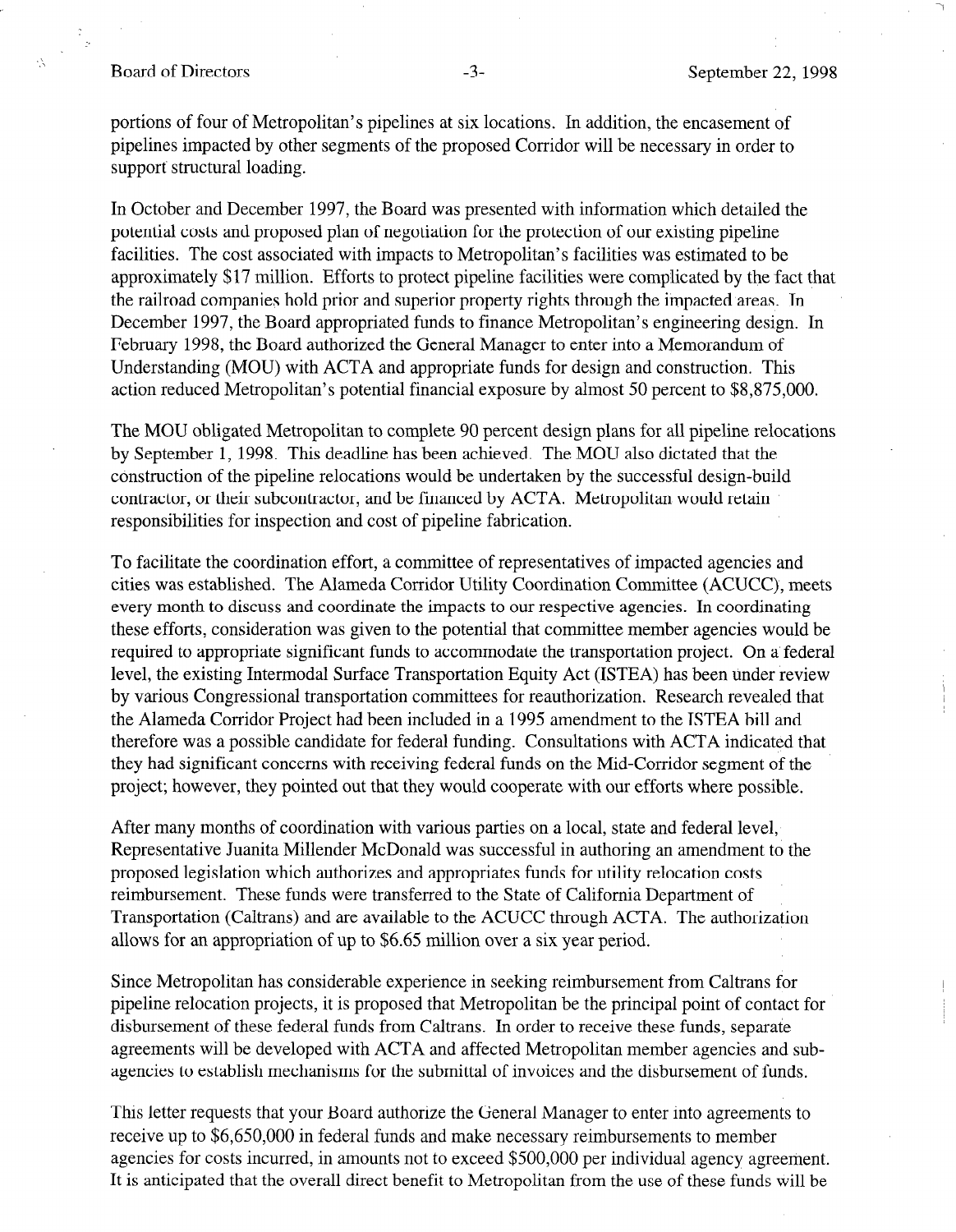portions of four of Metropolitan's pipelines at six locations. In addition, the encasement of pipelines impacted by other segments of the proposed Corridor will be necessary in order to support structural loading.

In October and December 1997, the Board was presented with information which detailed the potential costs and proposed plan of negotiation for the protection of our existing pipeline facilities. The cost associated with impacts to Metropolitan's facilities was estimated to be approximately $17 million. Efforts to protect pipeline facilities were complicated by the fact that the railroad companies hold prior and superior property rights through the impacted areas. In December 1997, the Board appropriated funds to finance Metropolitan's engineering design. In February 1998, the Board authorized the General Manager to enter into a Memorandum of Understanding (MOU) with ACTA and appropriate funds for design and construction. This action reduced Metropolitan's potential financial exposure by almost 50 percent to $8,875,000.

The MOU obligated Metropolitan to complete 90 percent design plans for all pipeline relocations by September 1, 1998. This deadline has been achieved. The MOU also dictated that the construction of the pipeline relocations would be undertaken by the successful design-build contractor, or their subcontractor, and be financed by ACTA. Metropolitan would retain responsibilities for inspection and cost of pipeline fabrication.

To facilitate the coordination effort, a committee of representatives of impacted agencies and cities was established. The Alameda Corridor Utility Coordination Committee (ACUCC), meets every month to discuss and coordinate the impacts to our respective agencies. In coordinating these efforts, consideration was given to the potential that committee member agencies would be required to appropriate significant funds to accommodate the transportation project. On a federal level, the existing Intermodal Surface Transportation Equity Act (ISTEA) has been under review by various Congressional transportation committees for reauthorization. Research revealed that the Alameda Corridor Project had been included in a 1995 amendment to the ISTEA bill and therefore was a possible candidate for federal funding. Consultations with ACTA indicated that they had significant concerns with receiving federal funds on the Mid-Corridor segment of the project; however, they pointed out that they would cooperate with our efforts where possible.

After many months of coordination with various parties on a local, state and federal level, Representative Juanita Millender McDonald was successful in authoring an amendment to the proposed legislation which authorizes and appropriates funds for utility relocation costs reimbursement. These funds were transferred to the State of California Department of Transportation (Caltrans) and are available to the ACUCC through ACTA. The authorization allows for an appropriation of up to $6.65 million over a six year period.

Since Metropolitan has considerable experience in seeking reimbursement from Caltrans for pipeline relocation projects, it is proposed that Metropolitan be the principal point of contact for disbursement of these federal funds from Caltrans. In order to receive these funds, separate agreements will be developed with ACTA and affected Metropolitan member agencies and sub-agencies to establish mechanisms for the submittal of invoices and the disbursement of funds.

This letter requests that your Board authorize the General Manager to enter into agreements to receive up to $6,650,000 in federal funds and make necessary reimbursements to member agencies for costs incurred, in amounts not to exceed $500,000 per individual agency agreement. It is anticipated that the overall direct benefit to Metropolitan from the use of these funds will be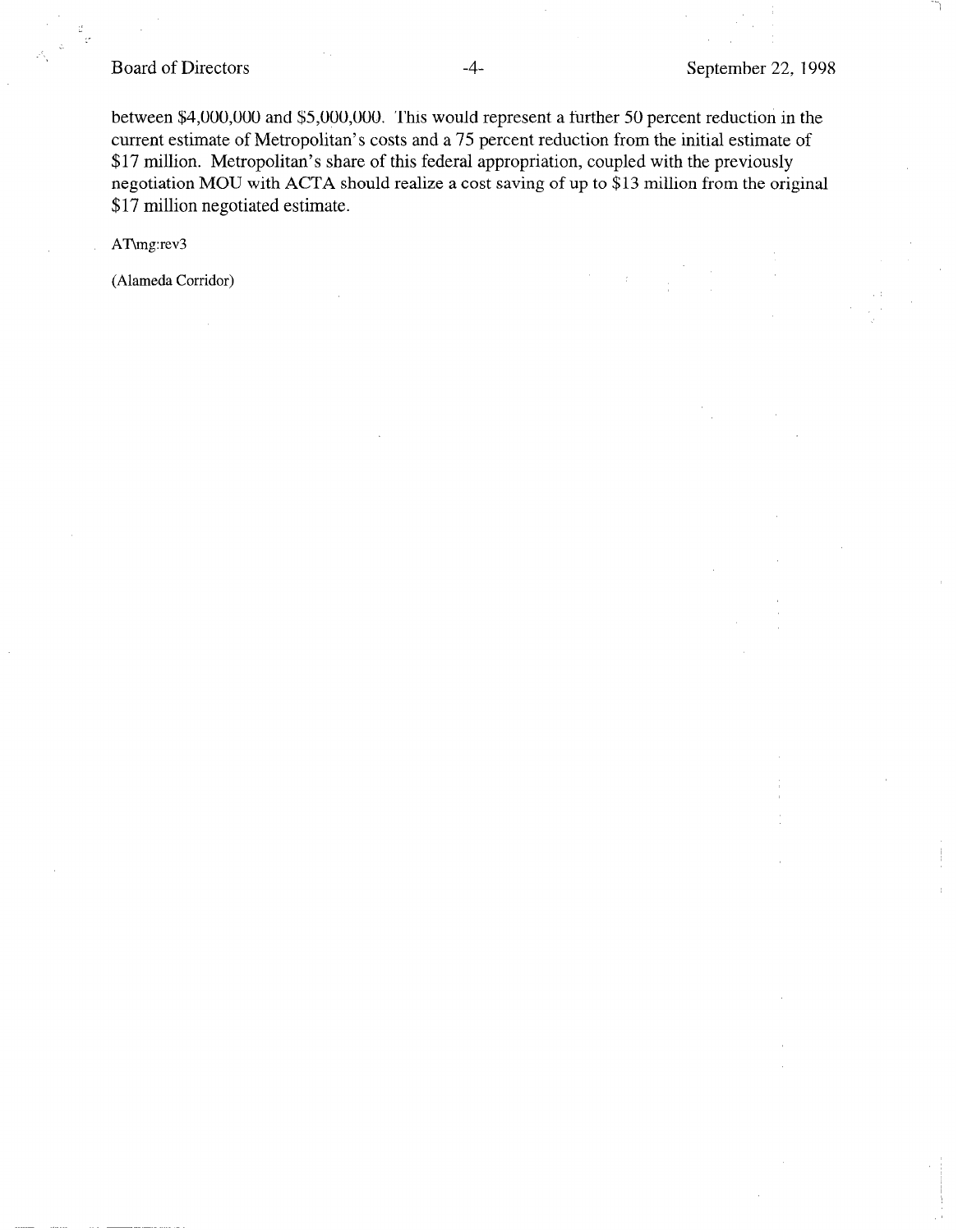between $4,000,000 and $5,000,000. This would represent a further 50 percent reduction in the current estimate of Metropolitan's costs and a 75 percent reduction from the initial estimate of $17 million. Metropolitan's share of this federal appropriation, coupled with the previously negotiation MOU with ACTA should realize a cost saving of up to $13 million from the original $17 million negotiated estimate.

AT\mg:rev3

(Alameda Corridor)